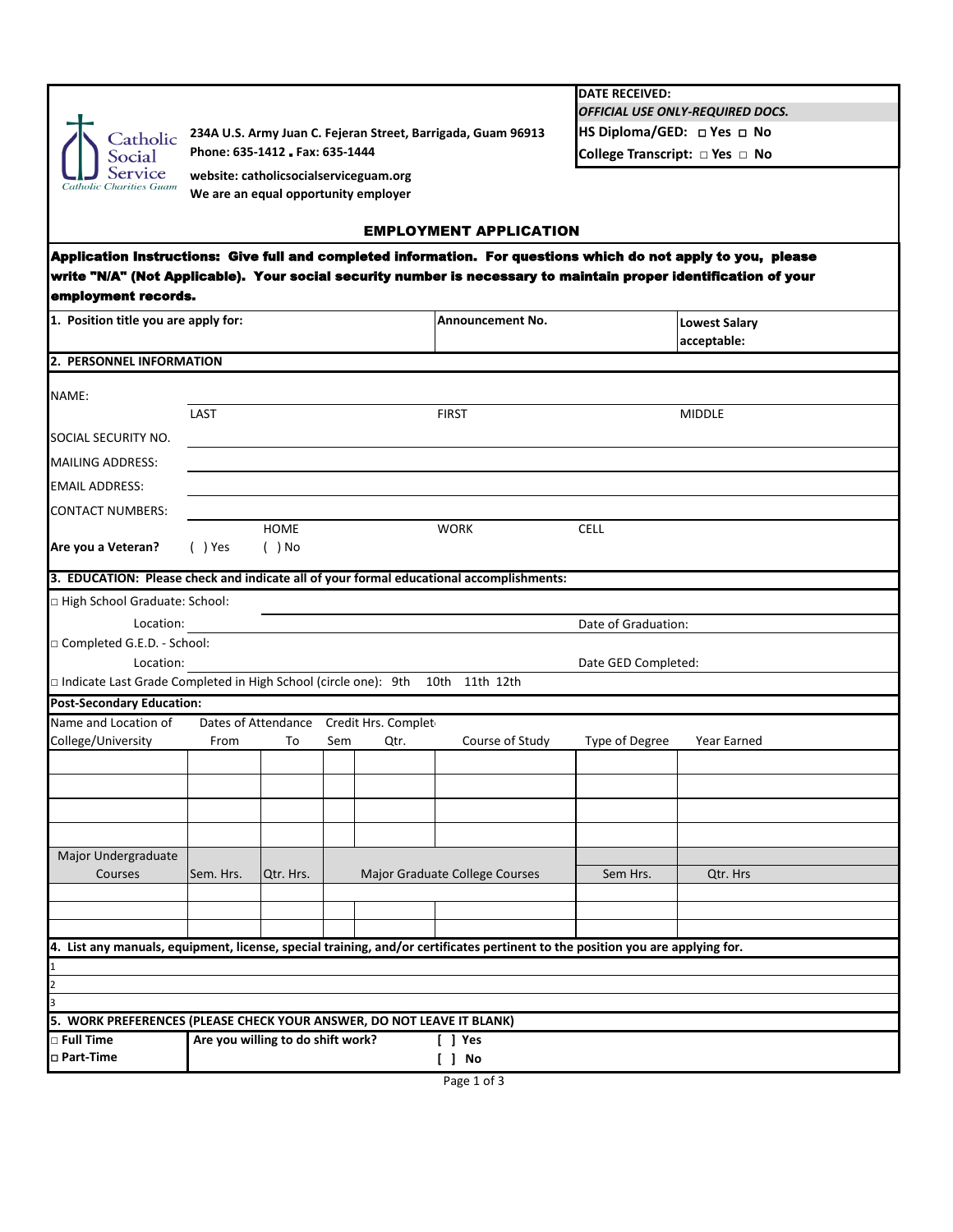Catholic Social Service
Catholic Charities Guam

234A U.S. Army Juan C. Fejeran Street, Barrigada, Guam 96913
Phone: 635-1412 . Fax: 635-1444
website: catholicsocialserviceguam.org
We are an equal opportunity employer

**DATE RECEIVED:**
***OFFICIAL USE ONLY-REQUIRED DOCS.***
**HS Diploma/GED: □ Yes □ No**
**College Transcript: □ Yes □ No**

# EMPLOYMENT APPLICATION

**Application Instructions: Give full and completed information. For questions which do not apply to you, please write "N/A" (Not Applicable). Your social security number is necessary to maintain proper identification of your employment records.**

| 1. Position title you are apply for: | Announcement No. | Lowest Salary acceptable: |
|---|---|---|
| | | |

## 2. PERSONNEL INFORMATION

NAME: ______________________________
LAST FIRST MIDDLE

SOCIAL SECURITY NO. ______________________________

MAILING ADDRESS: ______________________________

EMAIL ADDRESS: ______________________________

CONTACT NUMBERS: ______________________________
HOME WORK CELL

**Are you a Veteran?** ( ) Yes ( ) No

## 3. EDUCATION: Please check and indicate all of your formal educational accomplishments:

□ High School Graduate: School: ______________________________

Location: ______________________________ Date of Graduation:

□ Completed G.E.D. - School:

Location: ______________________________ Date GED Completed:

□ Indicate Last Grade Completed in High School (circle one): 9th 10th 11th 12th

**Post-Secondary Education:**

| Name and Location of College/University | Dates of Attendance From | To | Credit Hrs. Complet Sem | Qtr. | Course of Study | Type of Degree | Year Earned |
|---|---|---|---|---|---|---|---|
| | | | | | | | |
| | | | | | | | |
| | | | | | | | |
| | | | | | | | |

| Major Undergraduate Courses | Sem. Hrs. | Qtr. Hrs. | Major Graduate College Courses | Sem Hrs. | Qtr. Hrs |
|---|---|---|---|---|---|
| | | | | | |
| | | | | | |
| | | | | | |

## 4. List any manuals, equipment, license, special training, and/or certificates pertinent to the position you are applying for.

1
2
3

## 5. WORK PREFERENCES (PLEASE CHECK YOUR ANSWER, DO NOT LEAVE IT BLANK)

| | | |
|---|---|---|
| **□ Full Time** | **Are you willing to do shift work?** | **[ ] Yes** |
| **□ Part-Time** | | **[ ] No** |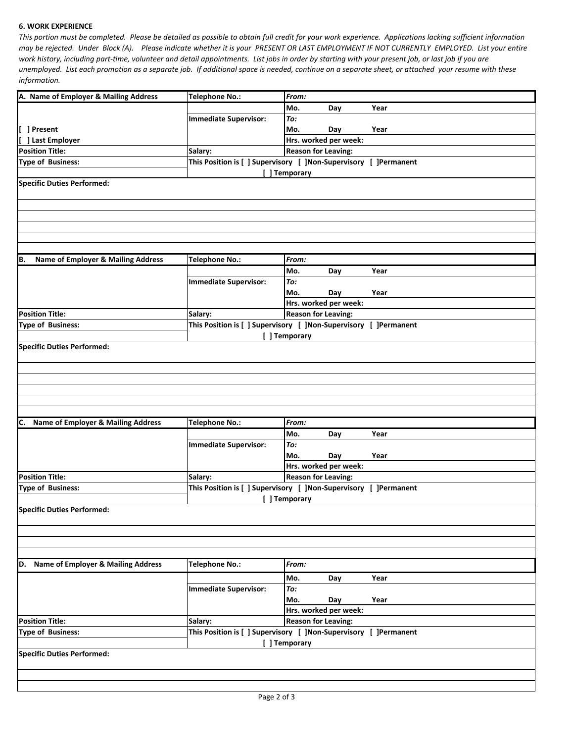**6. WORK EXPERIENCE**

*This portion must be completed. Please be detailed as possible to obtain full credit for your work experience. Applications lacking sufficient information may be rejected. Under Block (A). Please indicate whether it is your PRESENT OR LAST EMPLOYMENT IF NOT CURRENTLY EMPLOYED. List your entire work history, including part-time, volunteer and detail appointments. List jobs in order by starting with your present job, or last job if you are unemployed. List each promotion as a separate job. If additional space is needed, continue on a separate sheet, or attached your resume with these information.*

| A. Name of Employer & Mailing Address | Telephone No.: | *From:* |
|---|---|---|
| | | Mo. Day Year |
| | Immediate Supervisor: | *To:* |
| [ ] Present | | Mo. Day Year |
| [ ] Last Employer | | Hrs. worked per week: |
| Position Title: | Salary: | Reason for Leaving: |
| Type of Business: | This Position is [ ] Supervisory [ ]Non-Supervisory [ ]Permanent [ ] Temporary | |
| Specific Duties Performed: | | |
| | | |
| | | |
| | | |
| | | |
| | | |

| B. Name of Employer & Mailing Address | Telephone No.: | *From:* |
|---|---|---|
| | | Mo. Day Year |
| | Immediate Supervisor: | *To:* |
| | | Mo. Day Year |
| | | Hrs. worked per week: |
| Position Title: | Salary: | Reason for Leaving: |
| Type of Business: | This Position is [ ] Supervisory [ ]Non-Supervisory [ ]Permanent [ ] Temporary | |
| Specific Duties Performed: | | |
| | | |
| | | |
| | | |
| | | |
| | | |

| C. Name of Employer & Mailing Address | Telephone No.: | *From:* |
|---|---|---|
| | | Mo. Day Year |
| | Immediate Supervisor: | *To:* |
| | | Mo. Day Year |
| | | Hrs. worked per week: |
| Position Title: | Salary: | Reason for Leaving: |
| Type of Business: | This Position is [ ] Supervisory [ ]Non-Supervisory [ ]Permanent [ ] Temporary | |
| Specific Duties Performed: | | |
| | | |
| | | |
| | | |

| D. Name of Employer & Mailing Address | Telephone No.: | *From:* |
|---|---|---|
| | | Mo. Day Year |
| | Immediate Supervisor: | *To:* |
| | | Mo. Day Year |
| | | Hrs. worked per week: |
| Position Title: | Salary: | Reason for Leaving: |
| Type of Business: | This Position is [ ] Supervisory [ ]Non-Supervisory [ ]Permanent [ ] Temporary | |
| Specific Duties Performed: | | |
| | | |
| | | |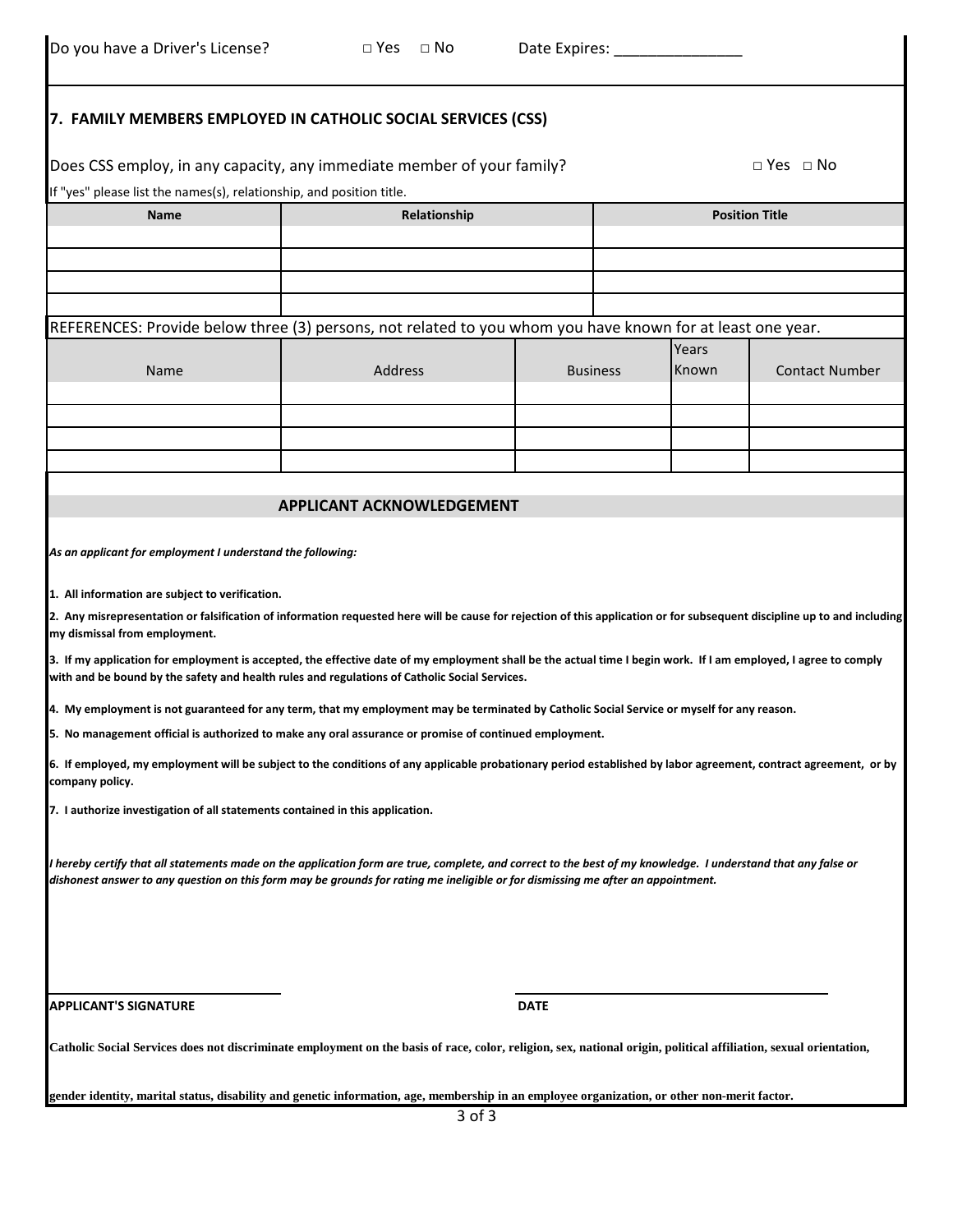Do you have a Driver's License? □ Yes □ No Date Expires: _______________

## 7. FAMILY MEMBERS EMPLOYED IN CATHOLIC SOCIAL SERVICES (CSS)

Does CSS employ, in any capacity, any immediate member of your family? □ Yes □ No

If "yes" please list the names(s), relationship, and position title.

| Name | Relationship | Position Title |
|---|---|---|
| | | |
| | | |
| | | |
| | | |

REFERENCES: Provide below three (3) persons, not related to you whom you have known for at least one year.

| Name | Address | Business | Years Known | Contact Number |
|---|---|---|---|---|
| | | | | |
| | | | | |
| | | | | |
| | | | | |

## APPLICANT ACKNOWLEDGEMENT

***As an applicant for employment I understand the following:***

**1. All information are subject to verification.**

**2. Any misrepresentation or falsification of information requested here will be cause for rejection of this application or for subsequent discipline up to and including my dismissal from employment.**

**3. If my application for employment is accepted, the effective date of my employment shall be the actual time I begin work. If I am employed, I agree to comply with and be bound by the safety and health rules and regulations of Catholic Social Services.**

**4. My employment is not guaranteed for any term, that my employment may be terminated by Catholic Social Service or myself for any reason.**

**5. No management official is authorized to make any oral assurance or promise of continued employment.**

**6. If employed, my employment will be subject to the conditions of any applicable probationary period established by labor agreement, contract agreement, or by company policy.**

**7. I authorize investigation of all statements contained in this application.**

***I hereby certify that all statements made on the application form are true, complete, and correct to the best of my knowledge. I understand that any false or dishonest answer to any question on this form may be grounds for rating me ineligible or for dismissing me after an appointment.***

______________________________ ______________________________

**APPLICANT'S SIGNATURE** **DATE**

**Catholic Social Services does not discriminate employment on the basis of race, color, religion, sex, national origin, political affiliation, sexual orientation,**

**gender identity, marital status, disability and genetic information, age, membership in an employee organization, or other non-merit factor.**